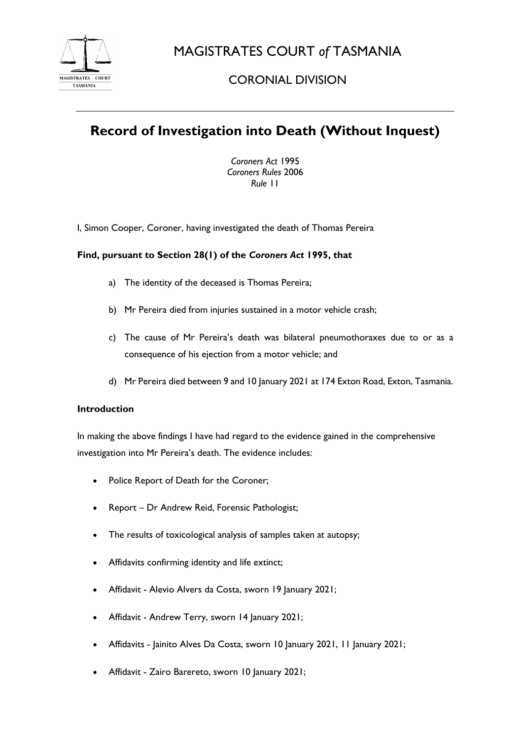MAGISTRATES COURT *of* TASMANIA

CORONIAL DIVISION

# Record of Investigation into Death (Without Inquest)

*Coroners Act* 1995
*Coroners Rules* 2006
*Rule* 11

I, Simon Cooper, Coroner, having investigated the death of Thomas Pereira

**Find, pursuant to Section 28(1) of the *Coroners Act* 1995, that**

a) The identity of the deceased is Thomas Pereira;

b) Mr Pereira died from injuries sustained in a motor vehicle crash;

c) The cause of Mr Pereira's death was bilateral pneumothoraxes due to or as a consequence of his ejection from a motor vehicle; and

d) Mr Pereira died between 9 and 10 January 2021 at 174 Exton Road, Exton, Tasmania.

**Introduction**

In making the above findings I have had regard to the evidence gained in the comprehensive investigation into Mr Pereira's death. The evidence includes:

- Police Report of Death for the Coroner;
- Report – Dr Andrew Reid, Forensic Pathologist;
- The results of toxicological analysis of samples taken at autopsy;
- Affidavits confirming identity and life extinct;
- Affidavit - Alevio Alvers da Costa, sworn 19 January 2021;
- Affidavit - Andrew Terry, sworn 14 January 2021;
- Affidavits - Jainito Alves Da Costa, sworn 10 January 2021, 11 January 2021;
- Affidavit - Zairo Barereto, sworn 10 January 2021;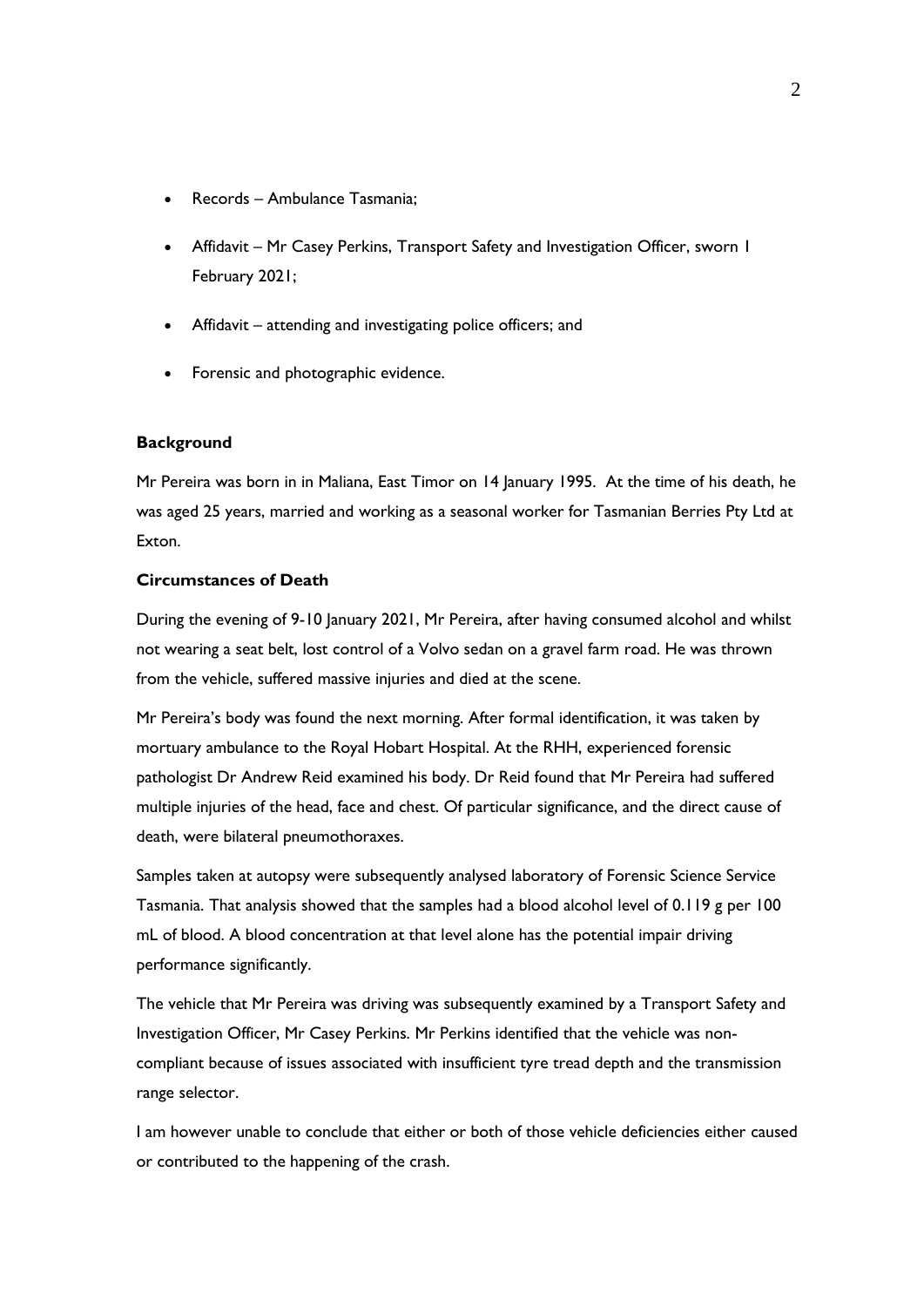- Records – Ambulance Tasmania;
- Affidavit – Mr Casey Perkins, Transport Safety and Investigation Officer, sworn 1 February 2021;
- Affidavit – attending and investigating police officers; and
- Forensic and photographic evidence.

**Background**

Mr Pereira was born in in Maliana, East Timor on 14 January 1995. At the time of his death, he was aged 25 years, married and working as a seasonal worker for Tasmanian Berries Pty Ltd at Exton.

**Circumstances of Death**

During the evening of 9-10 January 2021, Mr Pereira, after having consumed alcohol and whilst not wearing a seat belt, lost control of a Volvo sedan on a gravel farm road. He was thrown from the vehicle, suffered massive injuries and died at the scene.

Mr Pereira's body was found the next morning. After formal identification, it was taken by mortuary ambulance to the Royal Hobart Hospital. At the RHH, experienced forensic pathologist Dr Andrew Reid examined his body. Dr Reid found that Mr Pereira had suffered multiple injuries of the head, face and chest. Of particular significance, and the direct cause of death, were bilateral pneumothoraxes.

Samples taken at autopsy were subsequently analysed laboratory of Forensic Science Service Tasmania. That analysis showed that the samples had a blood alcohol level of 0.119 g per 100 mL of blood. A blood concentration at that level alone has the potential impair driving performance significantly.

The vehicle that Mr Pereira was driving was subsequently examined by a Transport Safety and Investigation Officer, Mr Casey Perkins. Mr Perkins identified that the vehicle was non-compliant because of issues associated with insufficient tyre tread depth and the transmission range selector.

I am however unable to conclude that either or both of those vehicle deficiencies either caused or contributed to the happening of the crash.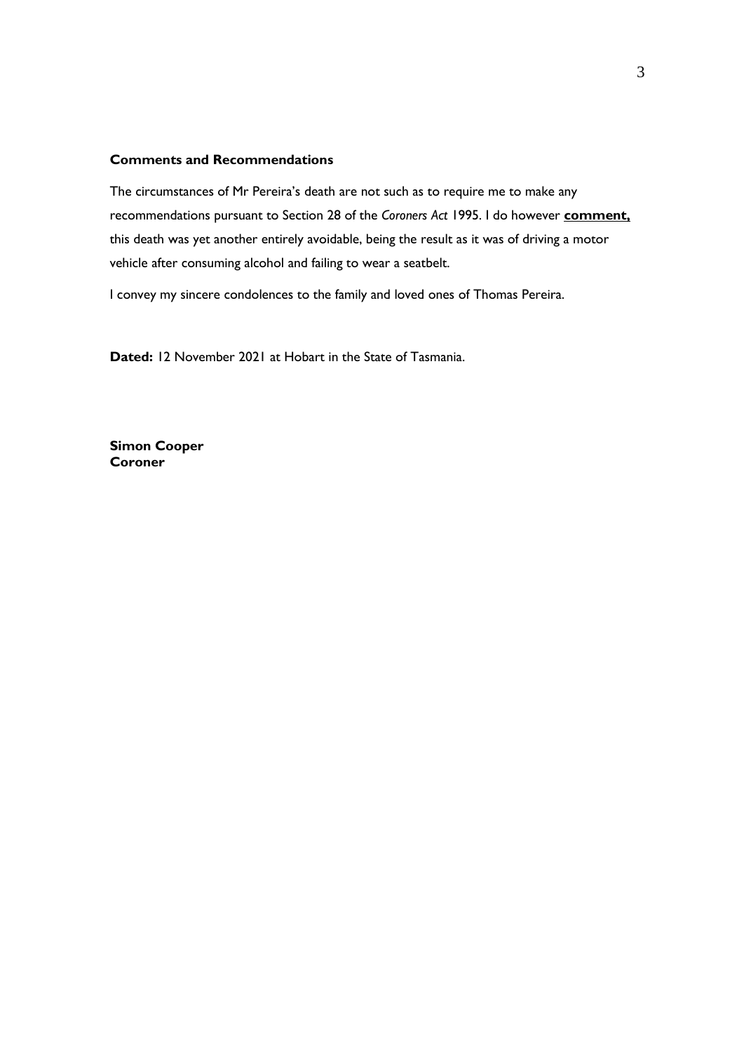**Comments and Recommendations**

The circumstances of Mr Pereira's death are not such as to require me to make any recommendations pursuant to Section 28 of the *Coroners Act* 1995. I do however **comment,** this death was yet another entirely avoidable, being the result as it was of driving a motor vehicle after consuming alcohol and failing to wear a seatbelt.

I convey my sincere condolences to the family and loved ones of Thomas Pereira.

**Dated:** 12 November 2021 at Hobart in the State of Tasmania.

**Simon Cooper**
**Coroner**